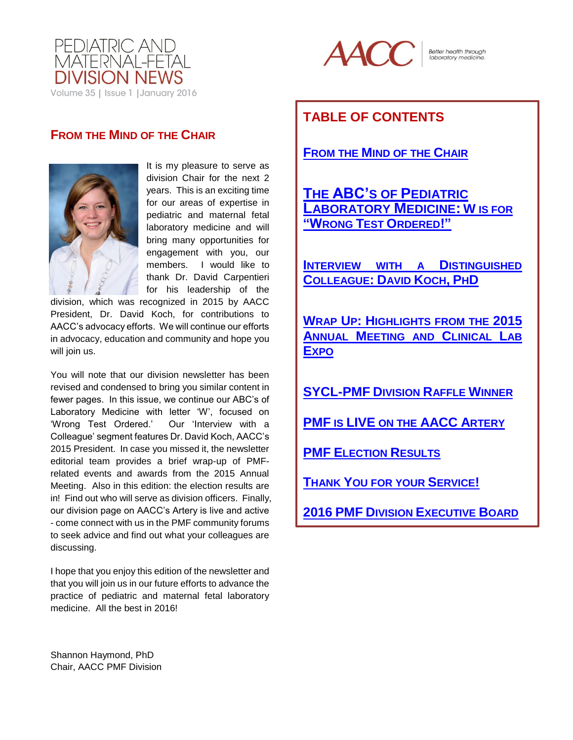# PEDIATRIC AND MATERNAL-FETAL DIVISION NEWS

Volume 35 | Issue 1 | January 2016

AACC — Better health through laboratory medicine.

## TABLE OF CONTENTS

- FROM THE MIND OF THE CHAIR
- THE ABC'S OF PEDIATRIC LABORATORY MEDICINE: W IS FOR "WRONG TEST ORDERED!"
- INTERVIEW WITH A DISTINGUISHED COLLEAGUE: DAVID KOCH, PHD
- WRAP UP: HIGHLIGHTS FROM THE 2015 ANNUAL MEETING AND CLINICAL LAB EXPO
- SYCL-PMF DIVISION RAFFLE WINNER
- PMF IS LIVE ON THE AACC ARTERY
- PMF ELECTION RESULTS
- THANK YOU FOR YOUR SERVICE!
- 2016 PMF DIVISION EXECUTIVE BOARD

## FROM THE MIND OF THE CHAIR

It is my pleasure to serve as division Chair for the next 2 years. This is an exciting time for our areas of expertise in pediatric and maternal fetal laboratory medicine and will bring many opportunities for engagement with you, our members. I would like to thank Dr. David Carpentieri for his leadership of the division, which was recognized in 2015 by AACC President, Dr. David Koch, for contributions to AACC's advocacy efforts. We will continue our efforts in advocacy, education and community and hope you will join us.

You will note that our division newsletter has been revised and condensed to bring you similar content in fewer pages. In this issue, we continue our ABC's of Laboratory Medicine with letter 'W', focused on 'Wrong Test Ordered.' Our 'Interview with a Colleague' segment features Dr. David Koch, AACC's 2015 President. In case you missed it, the newsletter editorial team provides a brief wrap-up of PMF-related events and awards from the 2015 Annual Meeting. Also in this edition: the election results are in! Find out who will serve as division officers. Finally, our division page on AACC's Artery is live and active - come connect with us in the PMF community forums to seek advice and find out what your colleagues are discussing.

I hope that you enjoy this edition of the newsletter and that you will join us in our future efforts to advance the practice of pediatric and maternal fetal laboratory medicine. All the best in 2016!

Shannon Haymond, PhD
Chair, AACC PMF Division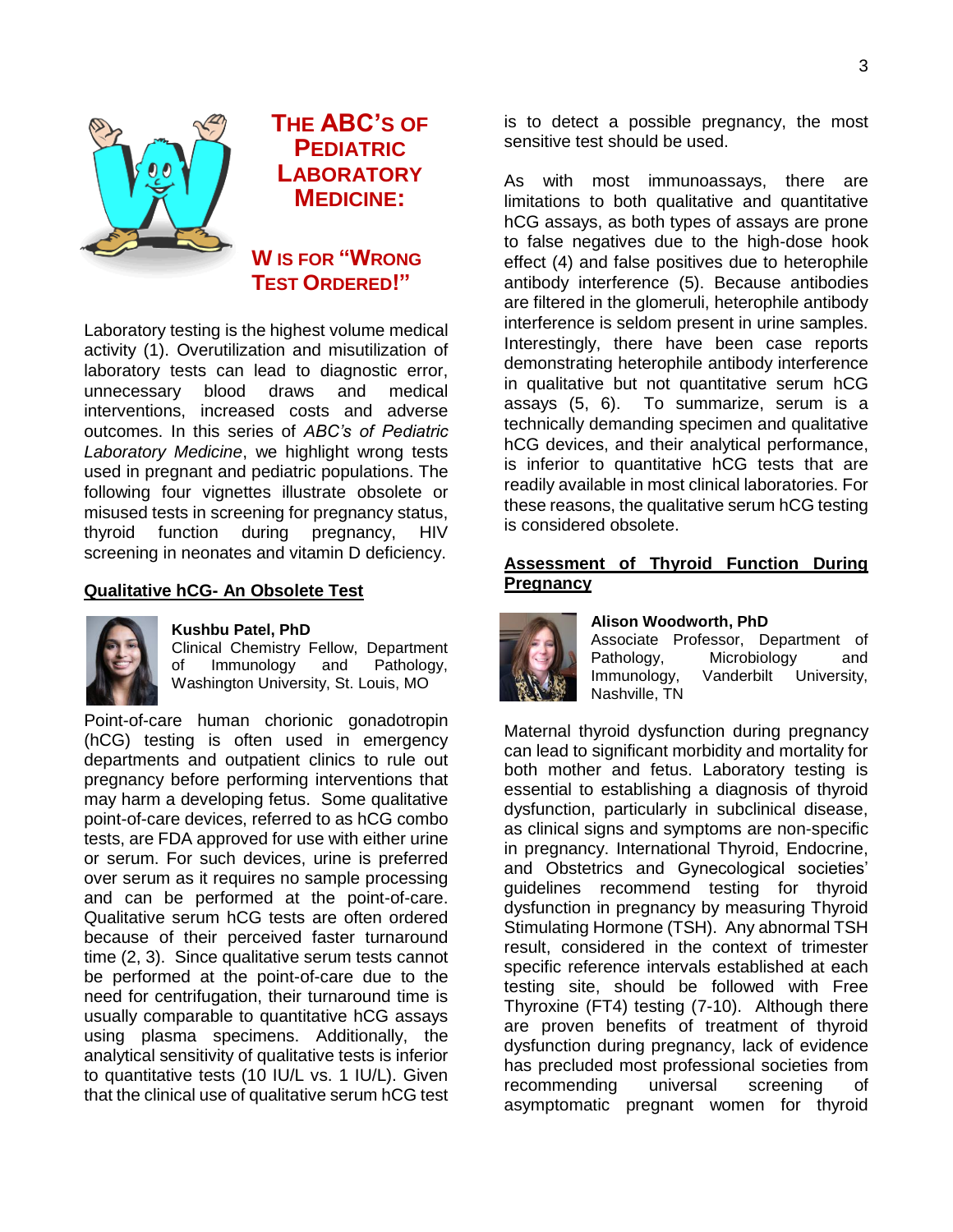# THE ABC'S OF PEDIATRIC LABORATORY MEDICINE:

## W IS FOR "WRONG TEST ORDERED!"

Laboratory testing is the highest volume medical activity (1). Overutilization and misutilization of laboratory tests can lead to diagnostic error, unnecessary blood draws and medical interventions, increased costs and adverse outcomes. In this series of *ABC's of Pediatric Laboratory Medicine*, we highlight wrong tests used in pregnant and pediatric populations. The following four vignettes illustrate obsolete or misused tests in screening for pregnancy status, thyroid function during pregnancy, HIV screening in neonates and vitamin D deficiency.

### Qualitative hCG- An Obsolete Test

**Kushbu Patel, PhD**
Clinical Chemistry Fellow, Department of Immunology and Pathology, Washington University, St. Louis, MO

Point-of-care human chorionic gonadotropin (hCG) testing is often used in emergency departments and outpatient clinics to rule out pregnancy before performing interventions that may harm a developing fetus. Some qualitative point-of-care devices, referred to as hCG combo tests, are FDA approved for use with either urine or serum. For such devices, urine is preferred over serum as it requires no sample processing and can be performed at the point-of-care. Qualitative serum hCG tests are often ordered because of their perceived faster turnaround time (2, 3). Since qualitative serum tests cannot be performed at the point-of-care due to the need for centrifugation, their turnaround time is usually comparable to quantitative hCG assays using plasma specimens. Additionally, the analytical sensitivity of qualitative tests is inferior to quantitative tests (10 IU/L vs. 1 IU/L). Given that the clinical use of qualitative serum hCG test is to detect a possible pregnancy, the most sensitive test should be used.

As with most immunoassays, there are limitations to both qualitative and quantitative hCG assays, as both types of assays are prone to false negatives due to the high-dose hook effect (4) and false positives due to heterophile antibody interference (5). Because antibodies are filtered in the glomeruli, heterophile antibody interference is seldom present in urine samples. Interestingly, there have been case reports demonstrating heterophile antibody interference in qualitative but not quantitative serum hCG assays (5, 6). To summarize, serum is a technically demanding specimen and qualitative hCG devices, and their analytical performance, is inferior to quantitative hCG tests that are readily available in most clinical laboratories. For these reasons, the qualitative serum hCG testing is considered obsolete.

### Assessment of Thyroid Function During Pregnancy

**Alison Woodworth, PhD**
Associate Professor, Department of Pathology, Microbiology and Immunology, Vanderbilt University, Nashville, TN

Maternal thyroid dysfunction during pregnancy can lead to significant morbidity and mortality for both mother and fetus. Laboratory testing is essential to establishing a diagnosis of thyroid dysfunction, particularly in subclinical disease, as clinical signs and symptoms are non-specific in pregnancy. International Thyroid, Endocrine, and Obstetrics and Gynecological societies' guidelines recommend testing for thyroid dysfunction in pregnancy by measuring Thyroid Stimulating Hormone (TSH). Any abnormal TSH result, considered in the context of trimester specific reference intervals established at each testing site, should be followed with Free Thyroxine (FT4) testing (7-10). Although there are proven benefits of treatment of thyroid dysfunction during pregnancy, lack of evidence has precluded most professional societies from recommending universal screening of asymptomatic pregnant women for thyroid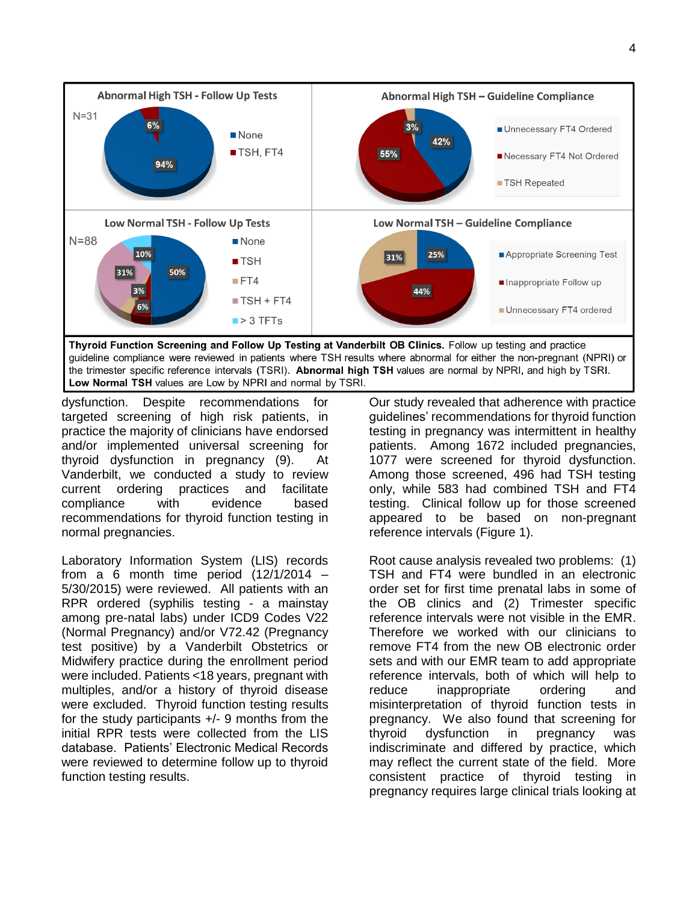**Thyroid Function Screening and Follow Up Testing at Vanderbilt OB Clinics.** Follow up testing and practice guideline compliance were reviewed in patients where TSH results were abnormal for either the non-pregnant (NPRI) or the trimester specific reference intervals (TSRI). **Abnormal high TSH** values are normal by NPRI, and high by TSRI. **Low Normal TSH** values are Low by NPRI and normal by TSRI.

dysfunction. Despite recommendations for targeted screening of high risk patients, in practice the majority of clinicians have endorsed and/or implemented universal screening for thyroid dysfunction in pregnancy (9). At Vanderbilt, we conducted a study to review current ordering practices and facilitate compliance with evidence based recommendations for thyroid function testing in normal pregnancies.

Laboratory Information System (LIS) records from a 6 month time period (12/1/2014 – 5/30/2015) were reviewed. All patients with an RPR ordered (syphilis testing - a mainstay among pre-natal labs) under ICD9 Codes V22 (Normal Pregnancy) and/or V72.42 (Pregnancy test positive) by a Vanderbilt Obstetrics or Midwifery practice during the enrollment period were included. Patients <18 years, pregnant with multiples, and/or a history of thyroid disease were excluded. Thyroid function testing results for the study participants +/- 9 months from the initial RPR tests were collected from the LIS database. Patients' Electronic Medical Records were reviewed to determine follow up to thyroid function testing results.

Our study revealed that adherence with practice guidelines' recommendations for thyroid function testing in pregnancy was intermittent in healthy patients. Among 1672 included pregnancies, 1077 were screened for thyroid dysfunction. Among those screened, 496 had TSH testing only, while 583 had combined TSH and FT4 testing. Clinical follow up for those screened appeared to be based on non-pregnant reference intervals (Figure 1).

Root cause analysis revealed two problems: (1) TSH and FT4 were bundled in an electronic order set for first time prenatal labs in some of the OB clinics and (2) Trimester specific reference intervals were not visible in the EMR. Therefore we worked with our clinicians to remove FT4 from the new OB electronic order sets and with our EMR team to add appropriate reference intervals, both of which will help to reduce inappropriate ordering and misinterpretation of thyroid function tests in pregnancy. We also found that screening for thyroid dysfunction in pregnancy was indiscriminate and differed by practice, which may reflect the current state of the field. More consistent practice of thyroid testing in pregnancy requires large clinical trials looking at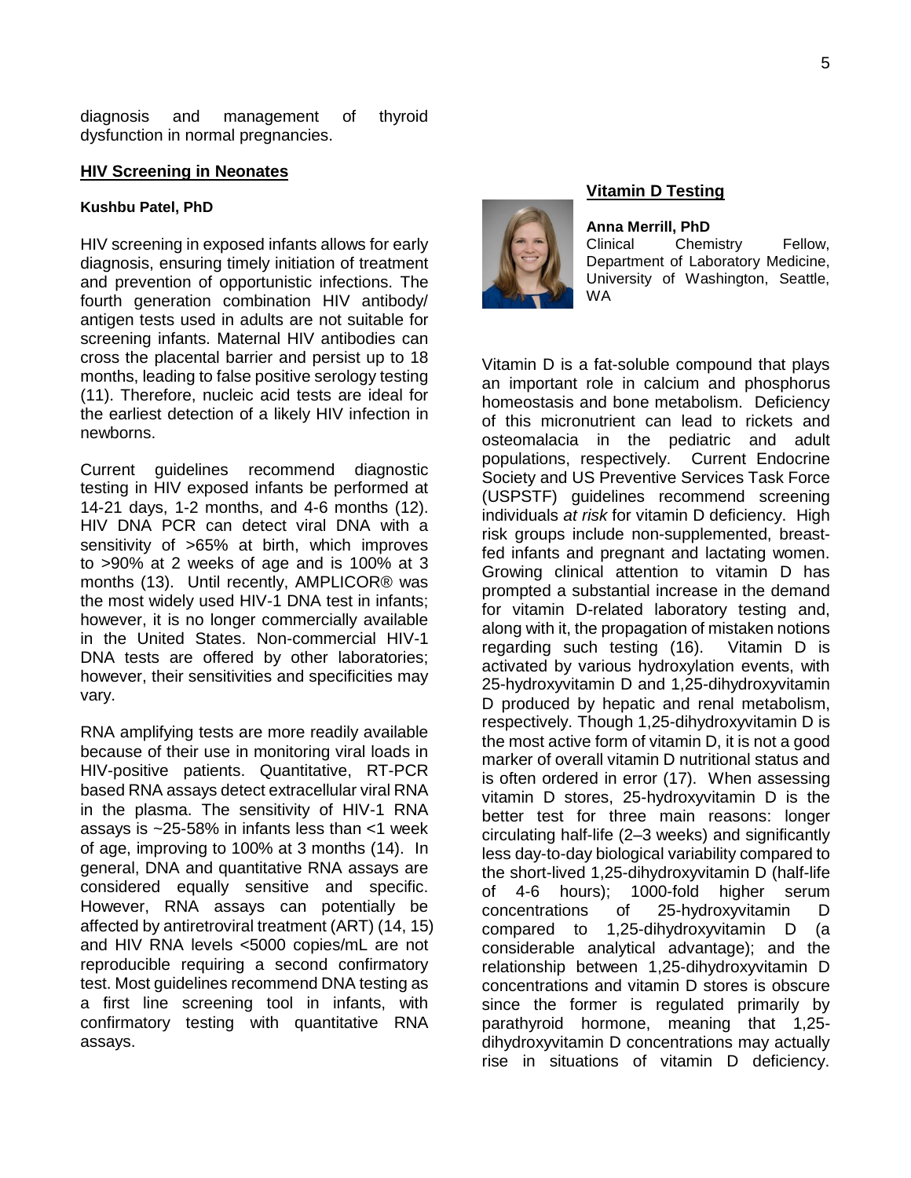diagnosis and management of thyroid dysfunction in normal pregnancies.

## HIV Screening in Neonates

**Kushbu Patel, PhD**

HIV screening in exposed infants allows for early diagnosis, ensuring timely initiation of treatment and prevention of opportunistic infections. The fourth generation combination HIV antibody/ antigen tests used in adults are not suitable for screening infants. Maternal HIV antibodies can cross the placental barrier and persist up to 18 months, leading to false positive serology testing (11). Therefore, nucleic acid tests are ideal for the earliest detection of a likely HIV infection in newborns.

Current guidelines recommend diagnostic testing in HIV exposed infants be performed at 14-21 days, 1-2 months, and 4-6 months (12). HIV DNA PCR can detect viral DNA with a sensitivity of >65% at birth, which improves to >90% at 2 weeks of age and is 100% at 3 months (13). Until recently, AMPLICOR® was the most widely used HIV-1 DNA test in infants; however, it is no longer commercially available in the United States. Non-commercial HIV-1 DNA tests are offered by other laboratories; however, their sensitivities and specificities may vary.

RNA amplifying tests are more readily available because of their use in monitoring viral loads in HIV-positive patients. Quantitative, RT-PCR based RNA assays detect extracellular viral RNA in the plasma. The sensitivity of HIV-1 RNA assays is ~25-58% in infants less than <1 week of age, improving to 100% at 3 months (14). In general, DNA and quantitative RNA assays are considered equally sensitive and specific. However, RNA assays can potentially be affected by antiretroviral treatment (ART) (14, 15) and HIV RNA levels <5000 copies/mL are not reproducible requiring a second confirmatory test. Most guidelines recommend DNA testing as a first line screening tool in infants, with confirmatory testing with quantitative RNA assays.

## Vitamin D Testing

**Anna Merrill, PhD**
Clinical Chemistry Fellow, Department of Laboratory Medicine, University of Washington, Seattle, WA

Vitamin D is a fat-soluble compound that plays an important role in calcium and phosphorus homeostasis and bone metabolism. Deficiency of this micronutrient can lead to rickets and osteomalacia in the pediatric and adult populations, respectively. Current Endocrine Society and US Preventive Services Task Force (USPSTF) guidelines recommend screening individuals *at risk* for vitamin D deficiency. High risk groups include non-supplemented, breast-fed infants and pregnant and lactating women. Growing clinical attention to vitamin D has prompted a substantial increase in the demand for vitamin D-related laboratory testing and, along with it, the propagation of mistaken notions regarding such testing (16). Vitamin D is activated by various hydroxylation events, with 25-hydroxyvitamin D and 1,25-dihydroxyvitamin D produced by hepatic and renal metabolism, respectively. Though 1,25-dihydroxyvitamin D is the most active form of vitamin D, it is not a good marker of overall vitamin D nutritional status and is often ordered in error (17). When assessing vitamin D stores, 25-hydroxyvitamin D is the better test for three main reasons: longer circulating half-life (2–3 weeks) and significantly less day-to-day biological variability compared to the short-lived 1,25-dihydroxyvitamin D (half-life of 4-6 hours); 1000-fold higher serum concentrations of 25-hydroxyvitamin D compared to 1,25-dihydroxyvitamin D (a considerable analytical advantage); and the relationship between 1,25-dihydroxyvitamin D concentrations and vitamin D stores is obscure since the former is regulated primarily by parathyroid hormone, meaning that 1,25-dihydroxyvitamin D concentrations may actually rise in situations of vitamin D deficiency.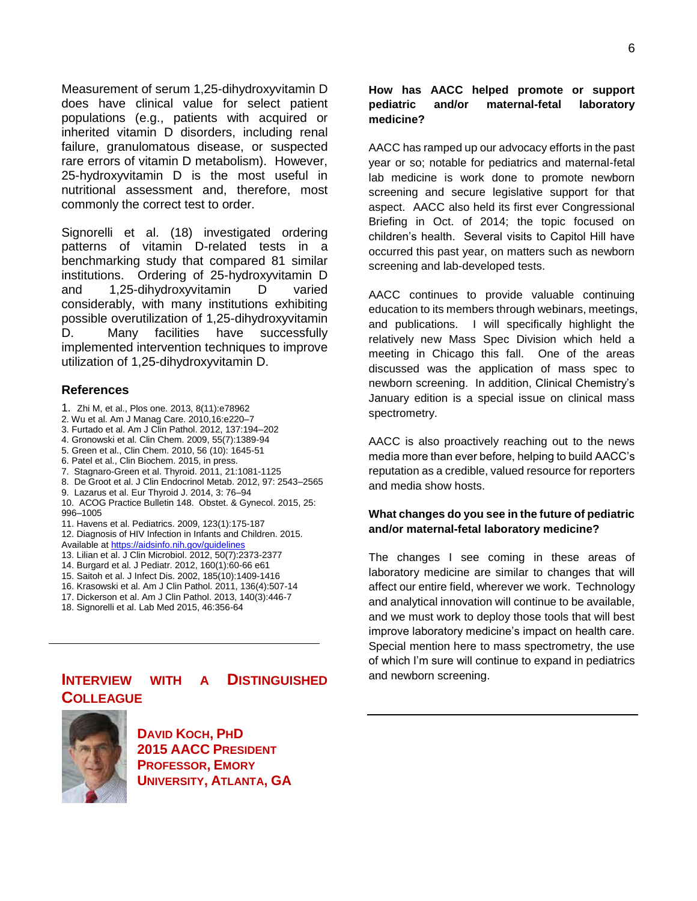Measurement of serum 1,25-dihydroxyvitamin D does have clinical value for select patient populations (e.g., patients with acquired or inherited vitamin D disorders, including renal failure, granulomatous disease, or suspected rare errors of vitamin D metabolism). However, 25-hydroxyvitamin D is the most useful in nutritional assessment and, therefore, most commonly the correct test to order.

Signorelli et al. (18) investigated ordering patterns of vitamin D-related tests in a benchmarking study that compared 81 similar institutions. Ordering of 25-hydroxyvitamin D and 1,25-dihydroxyvitamin D varied considerably, with many institutions exhibiting possible overutilization of 1,25-dihydroxyvitamin D. Many facilities have successfully implemented intervention techniques to improve utilization of 1,25-dihydroxyvitamin D.

### References

1. Zhi M, et al., Plos one. 2013, 8(11):e78962
2. Wu et al. Am J Manag Care. 2010,16:e220–7
3. Furtado et al. Am J Clin Pathol. 2012, 137:194–202
4. Gronowski et al. Clin Chem. 2009, 55(7):1389-94
5. Green et al., Clin Chem. 2010, 56 (10): 1645-51
6. Patel et al., Clin Biochem. 2015, in press.
7. Stagnaro-Green et al. Thyroid. 2011, 21:1081-1125
8. De Groot et al. J Clin Endocrinol Metab. 2012, 97: 2543–2565
9. Lazarus et al. Eur Thyroid J. 2014, 3: 76–94
10. ACOG Practice Bulletin 148. Obstet. & Gynecol. 2015, 25: 996–1005
11. Havens et al. Pediatrics. 2009, 123(1):175-187
12. Diagnosis of HIV Infection in Infants and Children. 2015. Available at https://aidsinfo.nih.gov/guidelines
13. Lilian et al. J Clin Microbiol. 2012, 50(7):2373-2377
14. Burgard et al. J Pediatr. 2012, 160(1):60-66 e61
15. Saitoh et al. J Infect Dis. 2002, 185(10):1409-1416
16. Krasowski et al. Am J Clin Pathol. 2011, 136(4):507-14
17. Dickerson et al. Am J Clin Pathol. 2013, 140(3):446-7
18. Signorelli et al. Lab Med 2015, 46:356-64

---

## Interview with a Distinguished Colleague

**David Koch, PhD**
**2015 AACC President**
**Professor, Emory University, Atlanta, GA**

**How has AACC helped promote or support pediatric and/or maternal-fetal laboratory medicine?**

AACC has ramped up our advocacy efforts in the past year or so; notable for pediatrics and maternal-fetal lab medicine is work done to promote newborn screening and secure legislative support for that aspect. AACC also held its first ever Congressional Briefing in Oct. of 2014; the topic focused on children's health. Several visits to Capitol Hill have occurred this past year, on matters such as newborn screening and lab-developed tests.

AACC continues to provide valuable continuing education to its members through webinars, meetings, and publications. I will specifically highlight the relatively new Mass Spec Division which held a meeting in Chicago this fall. One of the areas discussed was the application of mass spec to newborn screening. In addition, Clinical Chemistry's January edition is a special issue on clinical mass spectrometry.

AACC is also proactively reaching out to the news media more than ever before, helping to build AACC's reputation as a credible, valued resource for reporters and media show hosts.

**What changes do you see in the future of pediatric and/or maternal-fetal laboratory medicine?**

The changes I see coming in these areas of laboratory medicine are similar to changes that will affect our entire field, wherever we work. Technology and analytical innovation will continue to be available, and we must work to deploy those tools that will best improve laboratory medicine's impact on health care. Special mention here to mass spectrometry, the use of which I'm sure will continue to expand in pediatrics and newborn screening.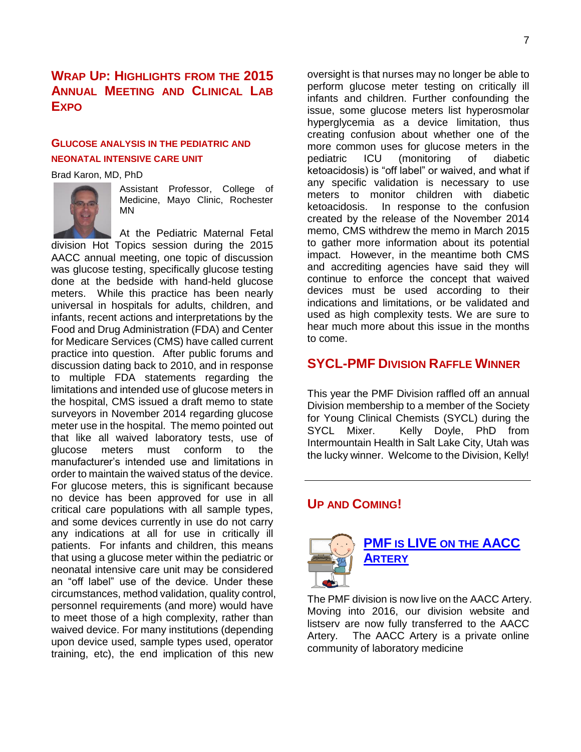## Wrap Up: Highlights from the 2015 Annual Meeting and Clinical Lab Expo

### Glucose Analysis in the Pediatric and Neonatal Intensive Care Unit

Brad Karon, MD, PhD

Assistant Professor, College of Medicine, Mayo Clinic, Rochester MN

At the Pediatric Maternal Fetal division Hot Topics session during the 2015 AACC annual meeting, one topic of discussion was glucose testing, specifically glucose testing done at the bedside with hand-held glucose meters. While this practice has been nearly universal in hospitals for adults, children, and infants, recent actions and interpretations by the Food and Drug Administration (FDA) and Center for Medicare Services (CMS) have called current practice into question. After public forums and discussion dating back to 2010, and in response to multiple FDA statements regarding the limitations and intended use of glucose meters in the hospital, CMS issued a draft memo to state surveyors in November 2014 regarding glucose meter use in the hospital. The memo pointed out that like all waived laboratory tests, use of glucose meters must conform to the manufacturer's intended use and limitations in order to maintain the waived status of the device. For glucose meters, this is significant because no device has been approved for use in all critical care populations with all sample types, and some devices currently in use do not carry any indications at all for use in critically ill patients. For infants and children, this means that using a glucose meter within the pediatric or neonatal intensive care unit may be considered an "off label" use of the device. Under these circumstances, method validation, quality control, personnel requirements (and more) would have to meet those of a high complexity, rather than waived device. For many institutions (depending upon device used, sample types used, operator training, etc), the end implication of this new oversight is that nurses may no longer be able to perform glucose meter testing on critically ill infants and children. Further confounding the issue, some glucose meters list hyperosmolar hyperglycemia as a device limitation, thus creating confusion about whether one of the more common uses for glucose meters in the pediatric ICU (monitoring of diabetic ketoacidosis) is "off label" or waived, and what if any specific validation is necessary to use meters to monitor children with diabetic ketoacidosis. In response to the confusion created by the release of the November 2014 memo, CMS withdrew the memo in March 2015 to gather more information about its potential impact. However, in the meantime both CMS and accrediting agencies have said they will continue to enforce the concept that waived devices must be used according to their indications and limitations, or be validated and used as high complexity tests. We are sure to hear much more about this issue in the months to come.

## SYCL-PMF Division Raffle Winner

This year the PMF Division raffled off an annual Division membership to a member of the Society for Young Clinical Chemists (SYCL) during the SYCL Mixer. Kelly Doyle, PhD from Intermountain Health in Salt Lake City, Utah was the lucky winner. Welcome to the Division, Kelly!

---

## Up and Coming!

### PMF is LIVE on the AACC Artery

The PMF division is now live on the AACC Artery. Moving into 2016, our division website and listserv are now fully transferred to the AACC Artery. The AACC Artery is a private online community of laboratory medicine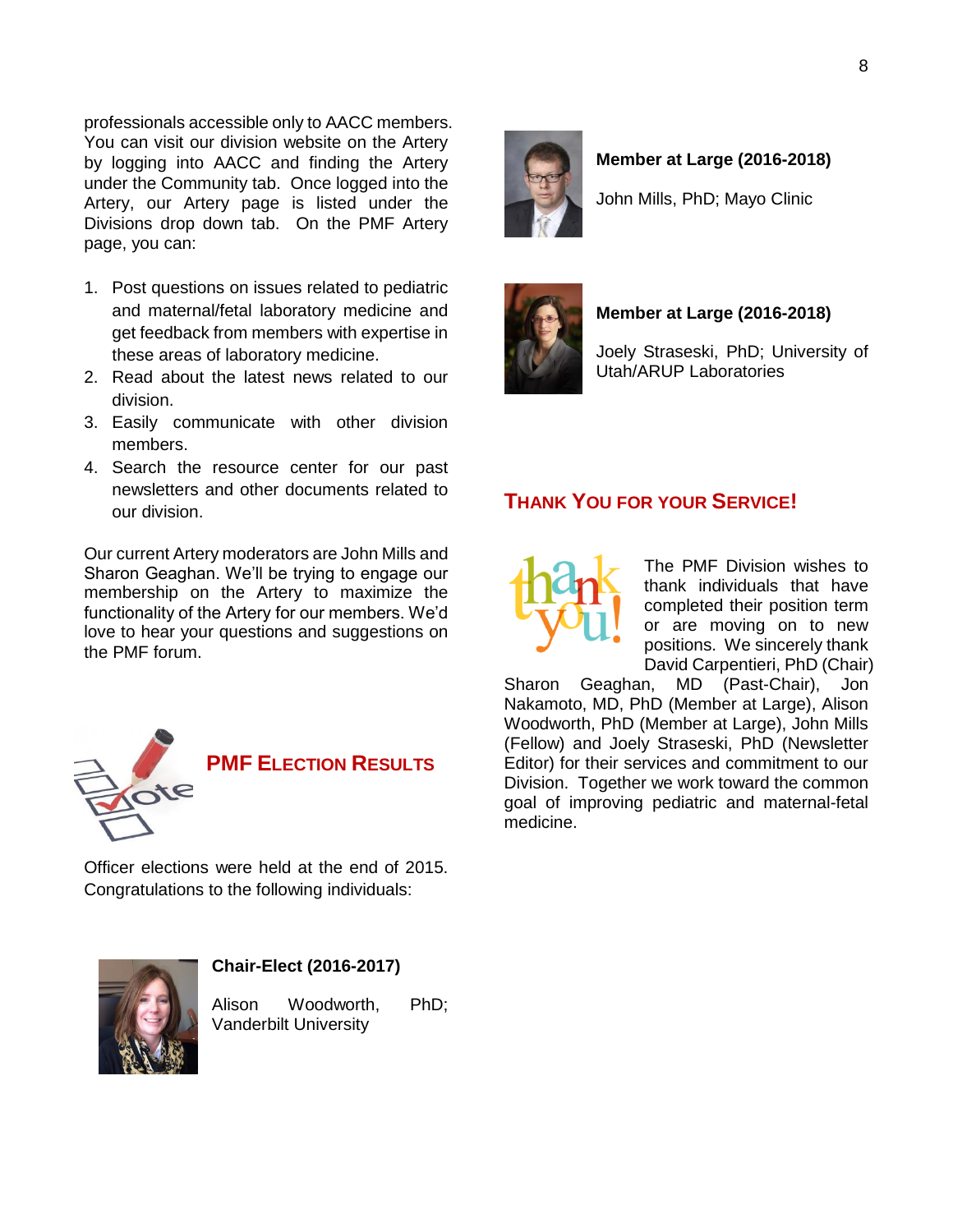professionals accessible only to AACC members. You can visit our division website on the Artery by logging into AACC and finding the Artery under the Community tab. Once logged into the Artery, our Artery page is listed under the Divisions drop down tab. On the PMF Artery page, you can:

1. Post questions on issues related to pediatric and maternal/fetal laboratory medicine and get feedback from members with expertise in these areas of laboratory medicine.
2. Read about the latest news related to our division.
3. Easily communicate with other division members.
4. Search the resource center for our past newsletters and other documents related to our division.

Our current Artery moderators are John Mills and Sharon Geaghan. We'll be trying to engage our membership on the Artery to maximize the functionality of the Artery for our members. We'd love to hear your questions and suggestions on the PMF forum.

## PMF Election Results

Officer elections were held at the end of 2015. Congratulations to the following individuals:

**Chair-Elect (2016-2017)**

Alison Woodworth, PhD; Vanderbilt University

**Member at Large (2016-2018)**

John Mills, PhD; Mayo Clinic

**Member at Large (2016-2018)**

Joely Straseski, PhD; University of Utah/ARUP Laboratories

## Thank You for Your Service!

The PMF Division wishes to thank individuals that have completed their position term or are moving on to new positions. We sincerely thank David Carpentieri, PhD (Chair) Sharon Geaghan, MD (Past-Chair), Jon Nakamoto, MD, PhD (Member at Large), Alison Woodworth, PhD (Member at Large), John Mills (Fellow) and Joely Straseski, PhD (Newsletter Editor) for their services and commitment to our Division. Together we work toward the common goal of improving pediatric and maternal-fetal medicine.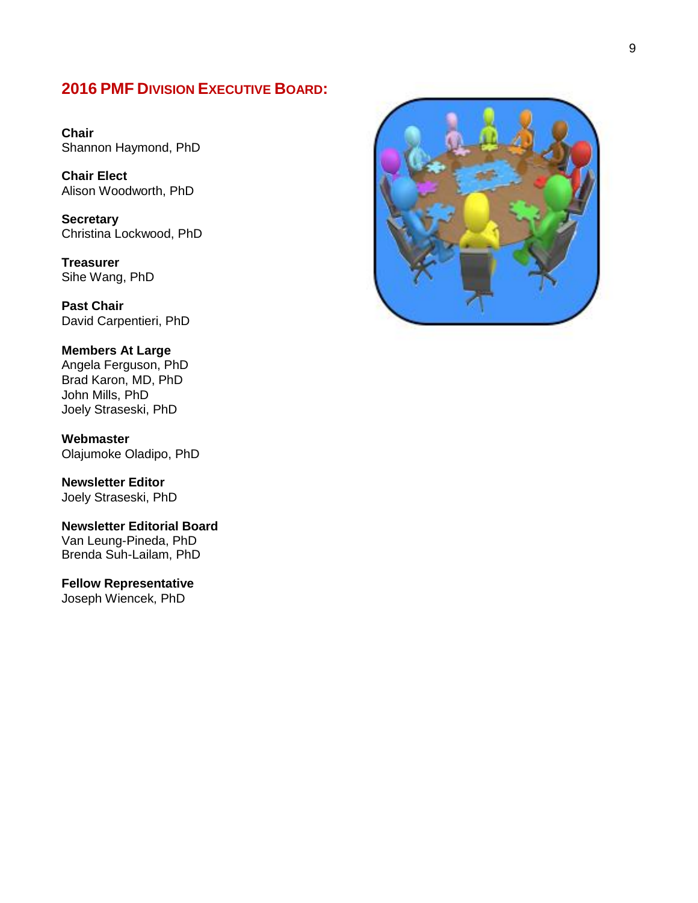## 2016 PMF Division Executive Board:

**Chair**
Shannon Haymond, PhD

**Chair Elect**
Alison Woodworth, PhD

**Secretary**
Christina Lockwood, PhD

**Treasurer**
Sihe Wang, PhD

**Past Chair**
David Carpentieri, PhD

**Members At Large**
Angela Ferguson, PhD
Brad Karon, MD, PhD
John Mills, PhD
Joely Straseski, PhD

**Webmaster**
Olajumoke Oladipo, PhD

**Newsletter Editor**
Joely Straseski, PhD

**Newsletter Editorial Board**
Van Leung-Pineda, PhD
Brenda Suh-Lailam, PhD

**Fellow Representative**
Joseph Wiencek, PhD